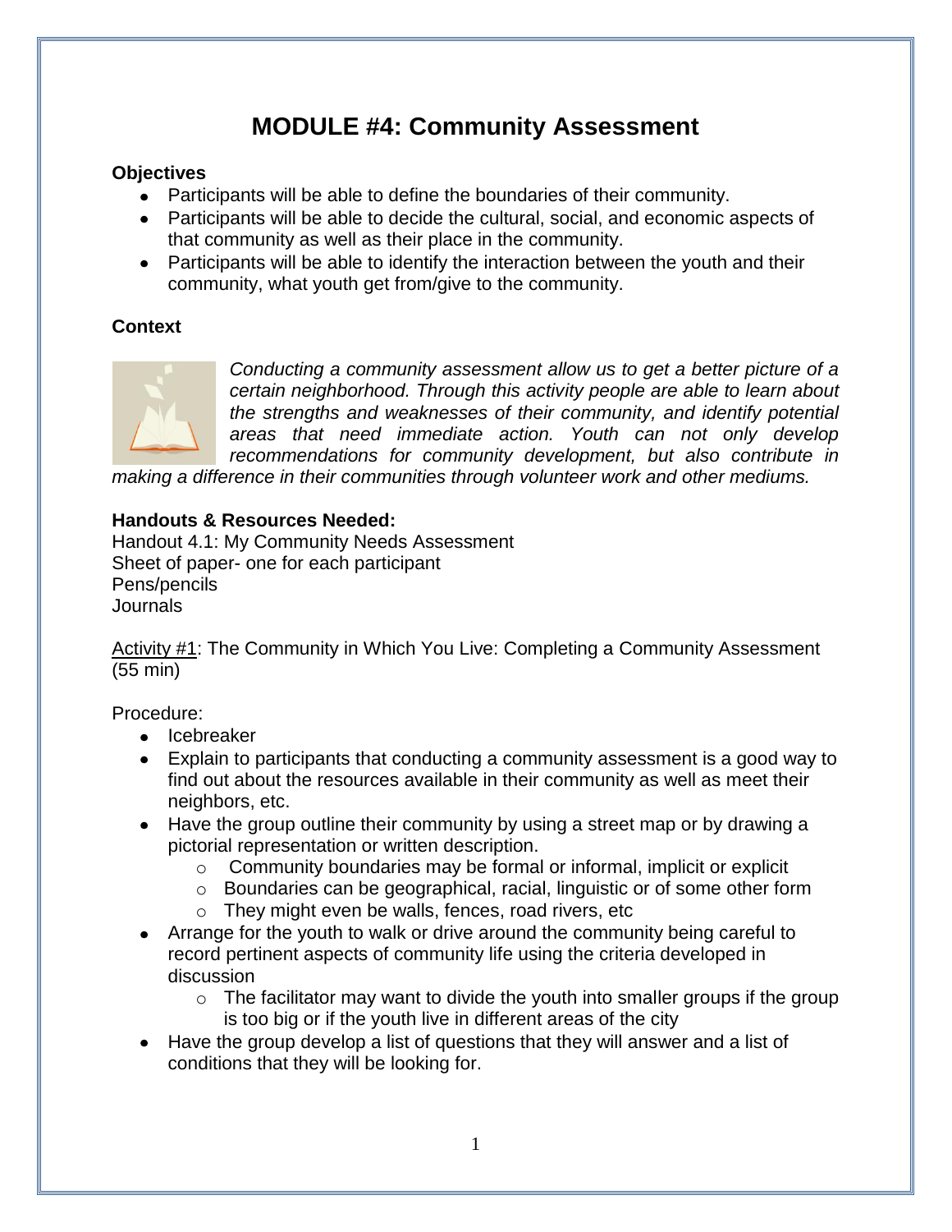# MODULE #4: Community Assessment

**Objectives**

- Participants will be able to define the boundaries of their community.
- Participants will be able to decide the cultural, social, and economic aspects of that community as well as their place in the community.
- Participants will be able to identify the interaction between the youth and their community, what youth get from/give to the community.

**Context**

*Conducting a community assessment allow us to get a better picture of a certain neighborhood. Through this activity people are able to learn about the strengths and weaknesses of their community, and identify potential areas that need immediate action. Youth can not only develop recommendations for community development, but also contribute in making a difference in their communities through volunteer work and other mediums.*

**Handouts & Resources Needed:**

Handout 4.1: My Community Needs Assessment
Sheet of paper- one for each participant
Pens/pencils
Journals

Activity #1: The Community in Which You Live: Completing a Community Assessment (55 min)

Procedure:

- Icebreaker
- Explain to participants that conducting a community assessment is a good way to find out about the resources available in their community as well as meet their neighbors, etc.
- Have the group outline their community by using a street map or by drawing a pictorial representation or written description.
  - Community boundaries may be formal or informal, implicit or explicit
  - Boundaries can be geographical, racial, linguistic or of some other form
  - They might even be walls, fences, road rivers, etc
- Arrange for the youth to walk or drive around the community being careful to record pertinent aspects of community life using the criteria developed in discussion
  - The facilitator may want to divide the youth into smaller groups if the group is too big or if the youth live in different areas of the city
- Have the group develop a list of questions that they will answer and a list of conditions that they will be looking for.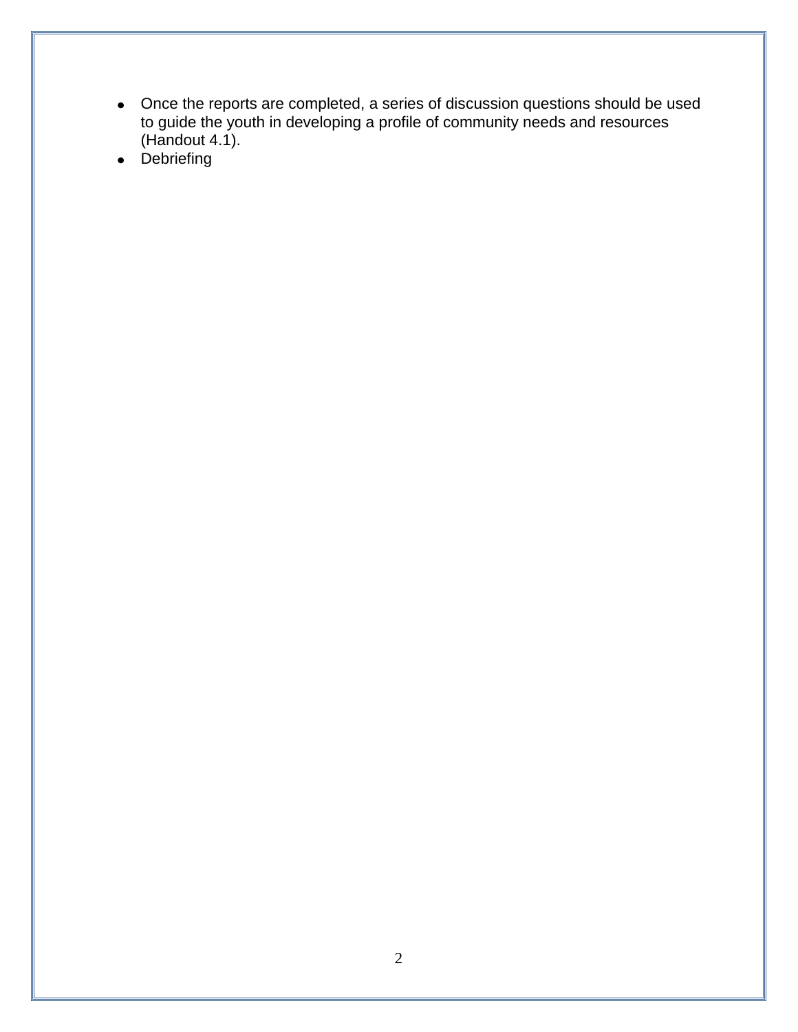- Once the reports are completed, a series of discussion questions should be used to guide the youth in developing a profile of community needs and resources (Handout 4.1).
- Debriefing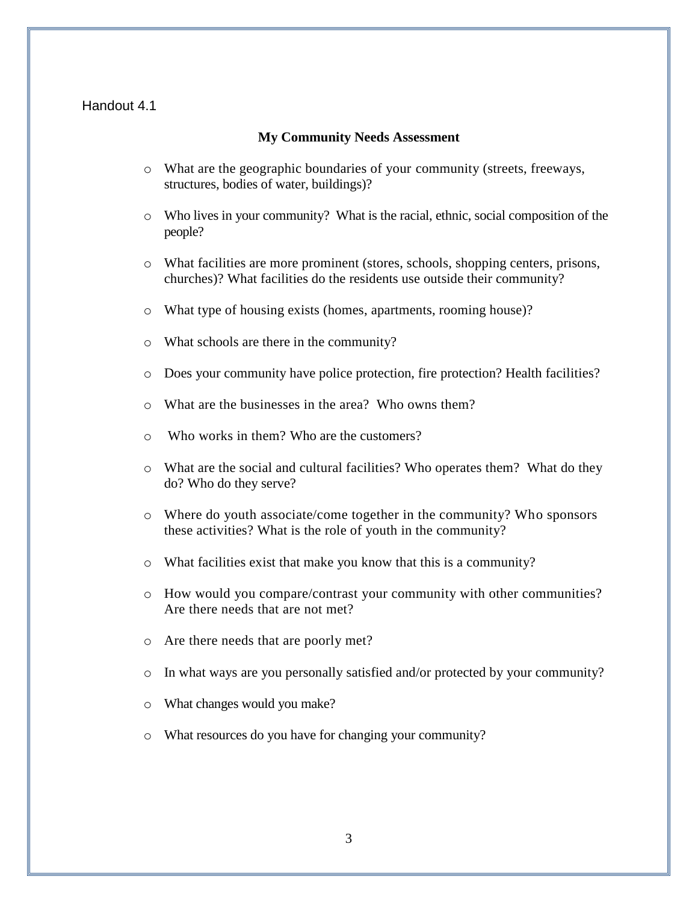Handout 4.1

**My Community Needs Assessment**

- What are the geographic boundaries of your community (streets, freeways, structures, bodies of water, buildings)?
- Who lives in your community? What is the racial, ethnic, social composition of the people?
- What facilities are more prominent (stores, schools, shopping centers, prisons, churches)? What facilities do the residents use outside their community?
- What type of housing exists (homes, apartments, rooming house)?
- What schools are there in the community?
- Does your community have police protection, fire protection? Health facilities?
- What are the businesses in the area? Who owns them?
- Who works in them? Who are the customers?
- What are the social and cultural facilities? Who operates them? What do they do? Who do they serve?
- Where do youth associate/come together in the community? Who sponsors these activities? What is the role of youth in the community?
- What facilities exist that make you know that this is a community?
- How would you compare/contrast your community with other communities? Are there needs that are not met?
- Are there needs that are poorly met?
- In what ways are you personally satisfied and/or protected by your community?
- What changes would you make?
- What resources do you have for changing your community?